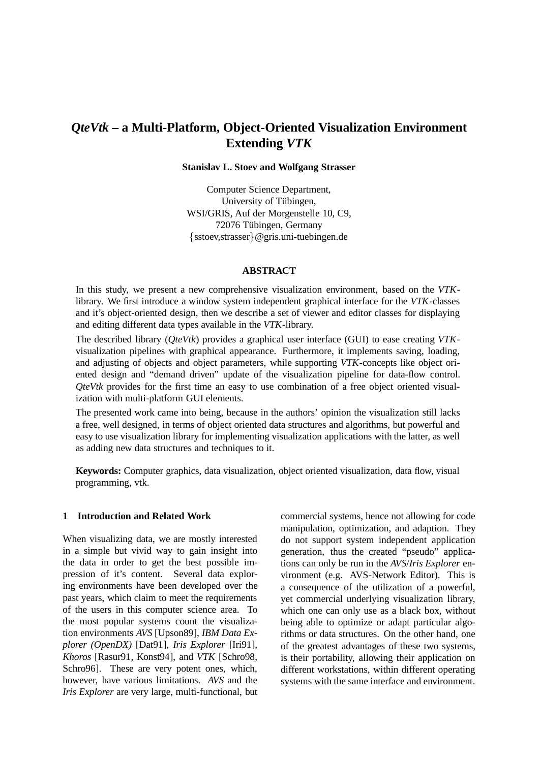# *QteVtk* – a Multi-Platform, Object-Oriented Visualization Environment Extending *VTK*

**Stanislav L. Stoev and Wolfgang Strasser**

Computer Science Department,
University of Tübingen,
WSI/GRIS, Auf der Morgenstelle 10, C9,
72076 Tübingen, Germany
{sstoev,strasser}@gris.uni-tuebingen.de

### ABSTRACT

In this study, we present a new comprehensive visualization environment, based on the *VTK*-library. We first introduce a window system independent graphical interface for the *VTK*-classes and it's object-oriented design, then we describe a set of viewer and editor classes for displaying and editing different data types available in the *VTK*-library.

The described library (*QteVtk*) provides a graphical user interface (GUI) to ease creating *VTK*-visualization pipelines with graphical appearance. Furthermore, it implements saving, loading, and adjusting of objects and object parameters, while supporting *VTK*-concepts like object oriented design and "demand driven" update of the visualization pipeline for data-flow control. *QteVtk* provides for the first time an easy to use combination of a free object oriented visualization with multi-platform GUI elements.

The presented work came into being, because in the authors' opinion the visualization still lacks a free, well designed, in terms of object oriented data structures and algorithms, but powerful and easy to use visualization library for implementing visualization applications with the latter, as well as adding new data structures and techniques to it.

**Keywords:** Computer graphics, data visualization, object oriented visualization, data flow, visual programming, vtk.

## 1 Introduction and Related Work

When visualizing data, we are mostly interested in a simple but vivid way to gain insight into the data in order to get the best possible impression of it's content. Several data exploring environments have been developed over the past years, which claim to meet the requirements of the users in this computer science area. To the most popular systems count the visualization environments *AVS* [Upson89], *IBM Data Explorer (OpenDX)* [Dat91], *Iris Explorer* [Iri91], *Khoros* [Rasur91, Konst94], and *VTK* [Schro98, Schro96]. These are very potent ones, which, however, have various limitations. *AVS* and the *Iris Explorer* are very large, multi-functional, but commercial systems, hence not allowing for code manipulation, optimization, and adaption. They do not support system independent application generation, thus the created "pseudo" applications can only be run in the *AVS*/*Iris Explorer* environment (e.g. AVS-Network Editor). This is a consequence of the utilization of a powerful, yet commercial underlying visualization library, which one can only use as a black box, without being able to optimize or adapt particular algorithms or data structures. On the other hand, one of the greatest advantages of these two systems, is their portability, allowing their application on different workstations, within different operating systems with the same interface and environment.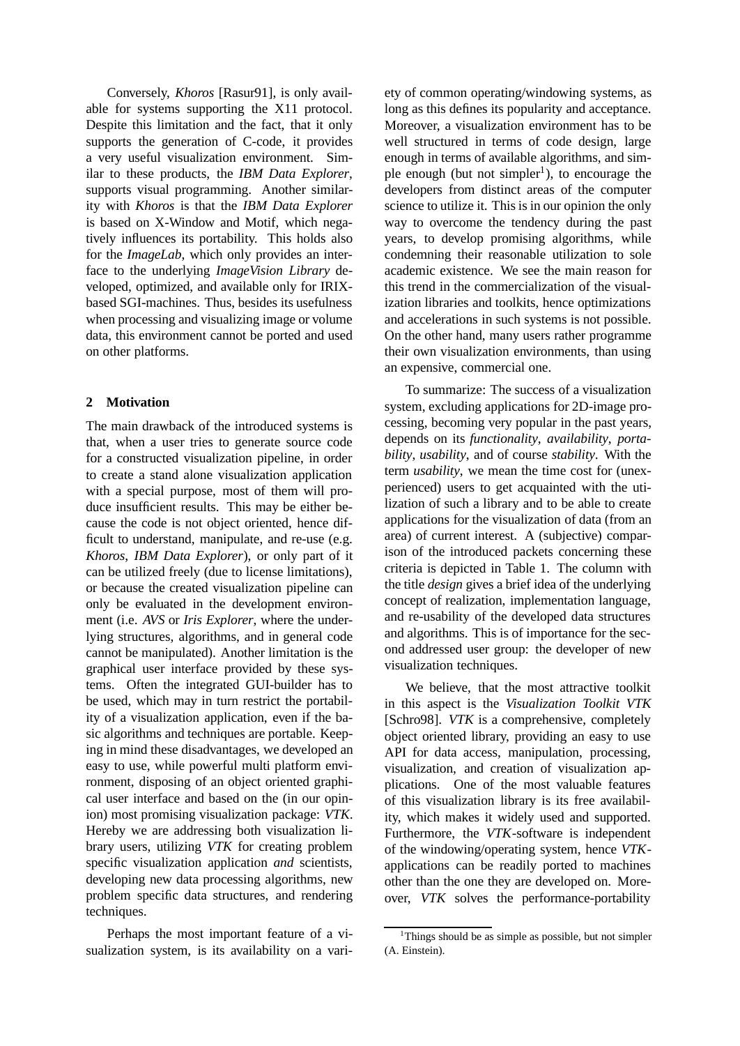Conversely, *Khoros* [Rasur91], is only available for systems supporting the X11 protocol. Despite this limitation and the fact, that it only supports the generation of C-code, it provides a very useful visualization environment. Similar to these products, the *IBM Data Explorer*, supports visual programming. Another similarity with *Khoros* is that the *IBM Data Explorer* is based on X-Window and Motif, which negatively influences its portability. This holds also for the *ImageLab*, which only provides an interface to the underlying *ImageVision Library* developed, optimized, and available only for IRIX-based SGI-machines. Thus, besides its usefulness when processing and visualizing image or volume data, this environment cannot be ported and used on other platforms.

## 2 Motivation

The main drawback of the introduced systems is that, when a user tries to generate source code for a constructed visualization pipeline, in order to create a stand alone visualization application with a special purpose, most of them will produce insufficient results. This may be either because the code is not object oriented, hence difficult to understand, manipulate, and re-use (e.g. *Khoros*, *IBM Data Explorer*), or only part of it can be utilized freely (due to license limitations), or because the created visualization pipeline can only be evaluated in the development environment (i.e. *AVS* or *Iris Explorer*, where the underlying structures, algorithms, and in general code cannot be manipulated). Another limitation is the graphical user interface provided by these systems. Often the integrated GUI-builder has to be used, which may in turn restrict the portability of a visualization application, even if the basic algorithms and techniques are portable. Keeping in mind these disadvantages, we developed an easy to use, while powerful multi platform environment, disposing of an object oriented graphical user interface and based on the (in our opinion) most promising visualization package: *VTK*. Hereby we are addressing both visualization library users, utilizing *VTK* for creating problem specific visualization application *and* scientists, developing new data processing algorithms, new problem specific data structures, and rendering techniques.

Perhaps the most important feature of a visualization system, is its availability on a variety of common operating/windowing systems, as long as this defines its popularity and acceptance. Moreover, a visualization environment has to be well structured in terms of code design, large enough in terms of available algorithms, and simple enough (but not simpler[1]), to encourage the developers from distinct areas of the computer science to utilize it. This is in our opinion the only way to overcome the tendency during the past years, to develop promising algorithms, while condemning their reasonable utilization to sole academic existence. We see the main reason for this trend in the commercialization of the visualization libraries and toolkits, hence optimizations and accelerations in such systems is not possible. On the other hand, many users rather programme their own visualization environments, than using an expensive, commercial one.

To summarize: The success of a visualization system, excluding applications for 2D-image processing, becoming very popular in the past years, depends on its *functionality*, *availability*, *portability*, *usability*, and of course *stability*. With the term *usability*, we mean the time cost for (unexperienced) users to get acquainted with the utilization of such a library and to be able to create applications for the visualization of data (from an area) of current interest. A (subjective) comparison of the introduced packets concerning these criteria is depicted in Table 1. The column with the title *design* gives a brief idea of the underlying concept of realization, implementation language, and re-usability of the developed data structures and algorithms. This is of importance for the second addressed user group: the developer of new visualization techniques.

We believe, that the most attractive toolkit in this aspect is the *Visualization Toolkit VTK* [Schro98]. *VTK* is a comprehensive, completely object oriented library, providing an easy to use API for data access, manipulation, processing, visualization, and creation of visualization applications. One of the most valuable features of this visualization library is its free availability, which makes it widely used and supported. Furthermore, the *VTK*-software is independent of the windowing/operating system, hence *VTK*-applications can be readily ported to machines other than the one they are developed on. Moreover, *VTK* solves the performance-portability

[1] Things should be as simple as possible, but not simpler (A. Einstein).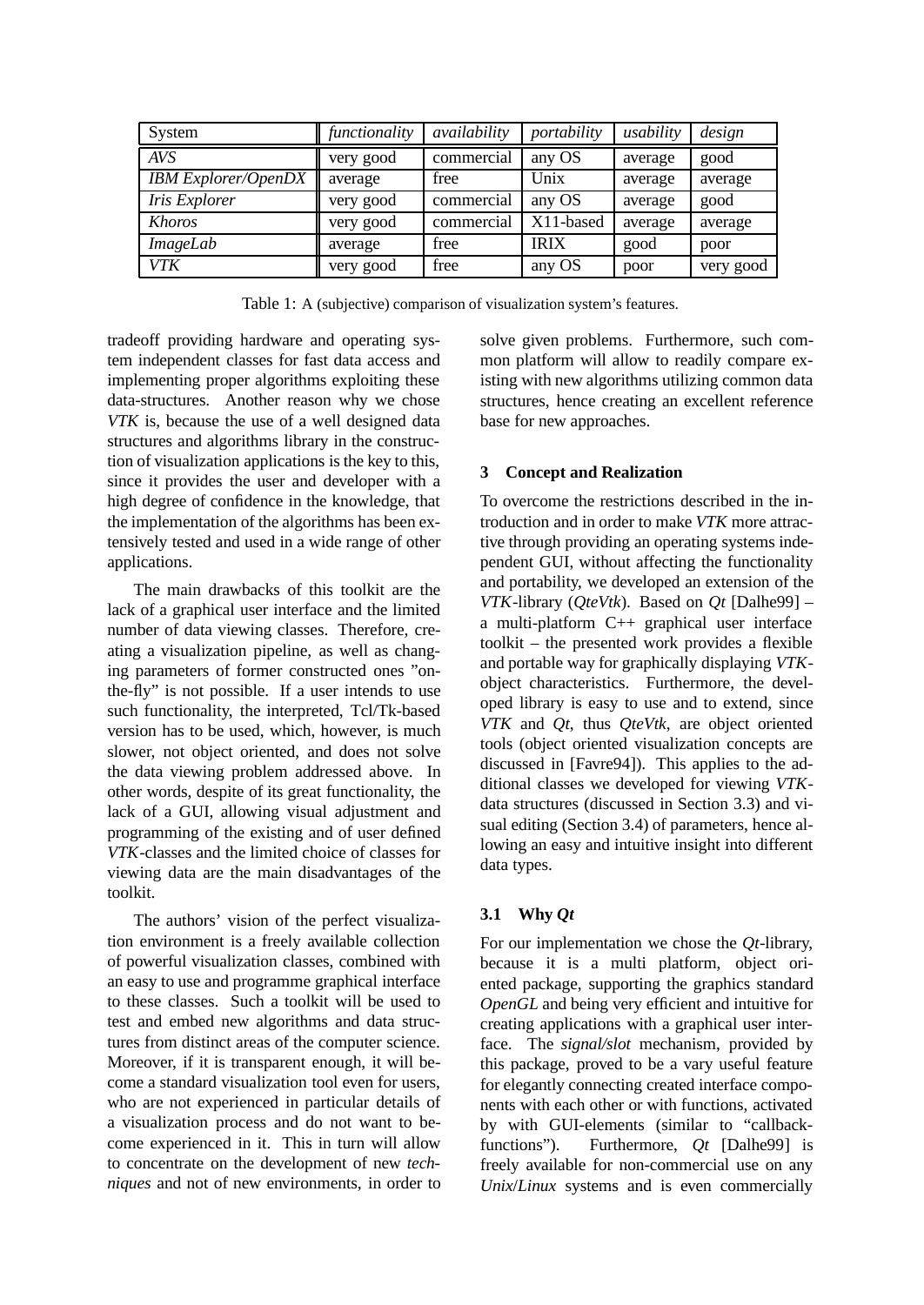| System | *functionality* | *availability* | *portability* | *usability* | *design* |
|---|---|---|---|---|---|
| *AVS* | very good | commercial | any OS | average | good |
| *IBM Explorer/OpenDX* | average | free | Unix | average | average |
| *Iris Explorer* | very good | commercial | any OS | average | good |
| *Khoros* | very good | commercial | X11-based | average | average |
| *ImageLab* | average | free | IRIX | good | poor |
| *VTK* | very good | free | any OS | poor | very good |

Table 1: A (subjective) comparison of visualization system's features.

tradeoff providing hardware and operating system independent classes for fast data access and implementing proper algorithms exploiting these data-structures. Another reason why we chose *VTK* is, because the use of a well designed data structures and algorithms library in the construction of visualization applications is the key to this, since it provides the user and developer with a high degree of confidence in the knowledge, that the implementation of the algorithms has been extensively tested and used in a wide range of other applications.

The main drawbacks of this toolkit are the lack of a graphical user interface and the limited number of data viewing classes. Therefore, creating a visualization pipeline, as well as changing parameters of former constructed ones "on-the-fly" is not possible. If a user intends to use such functionality, the interpreted, Tcl/Tk-based version has to be used, which, however, is much slower, not object oriented, and does not solve the data viewing problem addressed above. In other words, despite of its great functionality, the lack of a GUI, allowing visual adjustment and programming of the existing and of user defined *VTK*-classes and the limited choice of classes for viewing data are the main disadvantages of the toolkit.

The authors' vision of the perfect visualization environment is a freely available collection of powerful visualization classes, combined with an easy to use and programme graphical interface to these classes. Such a toolkit will be used to test and embed new algorithms and data structures from distinct areas of the computer science. Moreover, if it is transparent enough, it will become a standard visualization tool even for users, who are not experienced in particular details of a visualization process and do not want to become experienced in it. This in turn will allow to concentrate on the development of new *techniques* and not of new environments, in order to solve given problems. Furthermore, such common platform will allow to readily compare existing with new algorithms utilizing common data structures, hence creating an excellent reference base for new approaches.

## 3 Concept and Realization

To overcome the restrictions described in the introduction and in order to make *VTK* more attractive through providing an operating systems independent GUI, without affecting the functionality and portability, we developed an extension of the *VTK*-library (*QteVtk*). Based on *Qt* [Dalhe99] – a multi-platform C++ graphical user interface toolkit – the presented work provides a flexible and portable way for graphically displaying *VTK*-object characteristics. Furthermore, the developed library is easy to use and to extend, since *VTK* and *Qt*, thus *QteVtk*, are object oriented tools (object oriented visualization concepts are discussed in [Favre94]). This applies to the additional classes we developed for viewing *VTK*-data structures (discussed in Section 3.3) and visual editing (Section 3.4) of parameters, hence allowing an easy and intuitive insight into different data types.

### 3.1 Why *Qt*

For our implementation we chose the *Qt*-library, because it is a multi platform, object oriented package, supporting the graphics standard *OpenGL* and being very efficient and intuitive for creating applications with a graphical user interface. The *signal/slot* mechanism, provided by this package, proved to be a vary useful feature for elegantly connecting created interface components with each other or with functions, activated by with GUI-elements (similar to "callback-functions"). Furthermore, *Qt* [Dalhe99] is freely available for non-commercial use on any *Unix*/*Linux* systems and is even commercially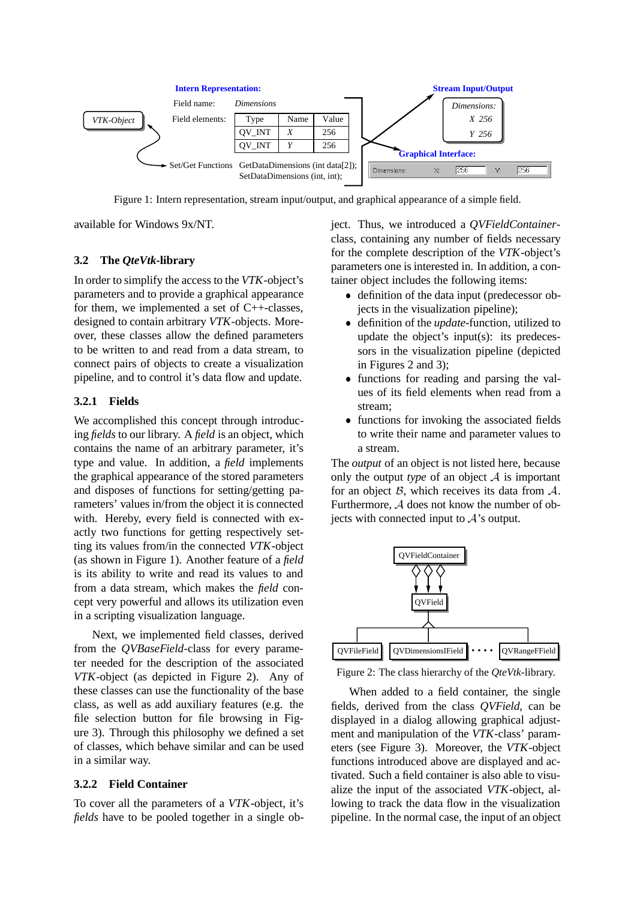| Type | Name | Value |
|---|---|---|
| QV_INT | *X* | 256 |
| QV_INT | *Y* | 256 |

Figure 1: Intern representation, stream input/output, and graphical appearance of a simple field.

available for Windows 9x/NT.

## 3.2 The *QteVtk*-library

In order to simplify the access to the *VTK*-object's parameters and to provide a graphical appearance for them, we implemented a set of C++-classes, designed to contain arbitrary *VTK*-objects. Moreover, these classes allow the defined parameters to be written to and read from a data stream, to connect pairs of objects to create a visualization pipeline, and to control it's data flow and update.

### 3.2.1 Fields

We accomplished this concept through introducing *fields* to our library. A *field* is an object, which contains the name of an arbitrary parameter, it's type and value. In addition, a *field* implements the graphical appearance of the stored parameters and disposes of functions for setting/getting parameters' values in/from the object it is connected with. Hereby, every field is connected with exactly two functions for getting respectively setting its values from/in the connected *VTK*-object (as shown in Figure 1). Another feature of a *field* is its ability to write and read its values to and from a data stream, which makes the *field* concept very powerful and allows its utilization even in a scripting visualization language.

Next, we implemented field classes, derived from the *QVBaseField*-class for every parameter needed for the description of the associated *VTK*-object (as depicted in Figure 2). Any of these classes can use the functionality of the base class, as well as add auxiliary features (e.g. the file selection button for file browsing in Figure 3). Through this philosophy we defined a set of classes, which behave similar and can be used in a similar way.

### 3.2.2 Field Container

To cover all the parameters of a *VTK*-object, it's *fields* have to be pooled together in a single object. Thus, we introduced a *QVFieldContainer*-class, containing any number of fields necessary for the complete description of the *VTK*-object's parameters one is interested in. In addition, a container object includes the following items:

- definition of the data input (predecessor objects in the visualization pipeline);
- definition of the *update*-function, utilized to update the object's input(s): its predecessors in the visualization pipeline (depicted in Figures 2 and 3);
- functions for reading and parsing the values of its field elements when read from a stream;
- functions for invoking the associated fields to write their name and parameter values to a stream.

The *output* of an object is not listed here, because only the output *type* of an object $\mathcal{A}$ is important for an object $\mathcal{B}$, which receives its data from $\mathcal{A}$. Furthermore, $\mathcal{A}$ does not know the number of objects with connected input to $\mathcal{A}$'s output.

Figure 2: The class hierarchy of the *QteVtk*-library.

When added to a field container, the single fields, derived from the class *QVField*, can be displayed in a dialog allowing graphical adjustment and manipulation of the *VTK*-class' parameters (see Figure 3). Moreover, the *VTK*-object functions introduced above are displayed and activated. Such a field container is also able to visualize the input of the associated *VTK*-object, allowing to track the data flow in the visualization pipeline. In the normal case, the input of an object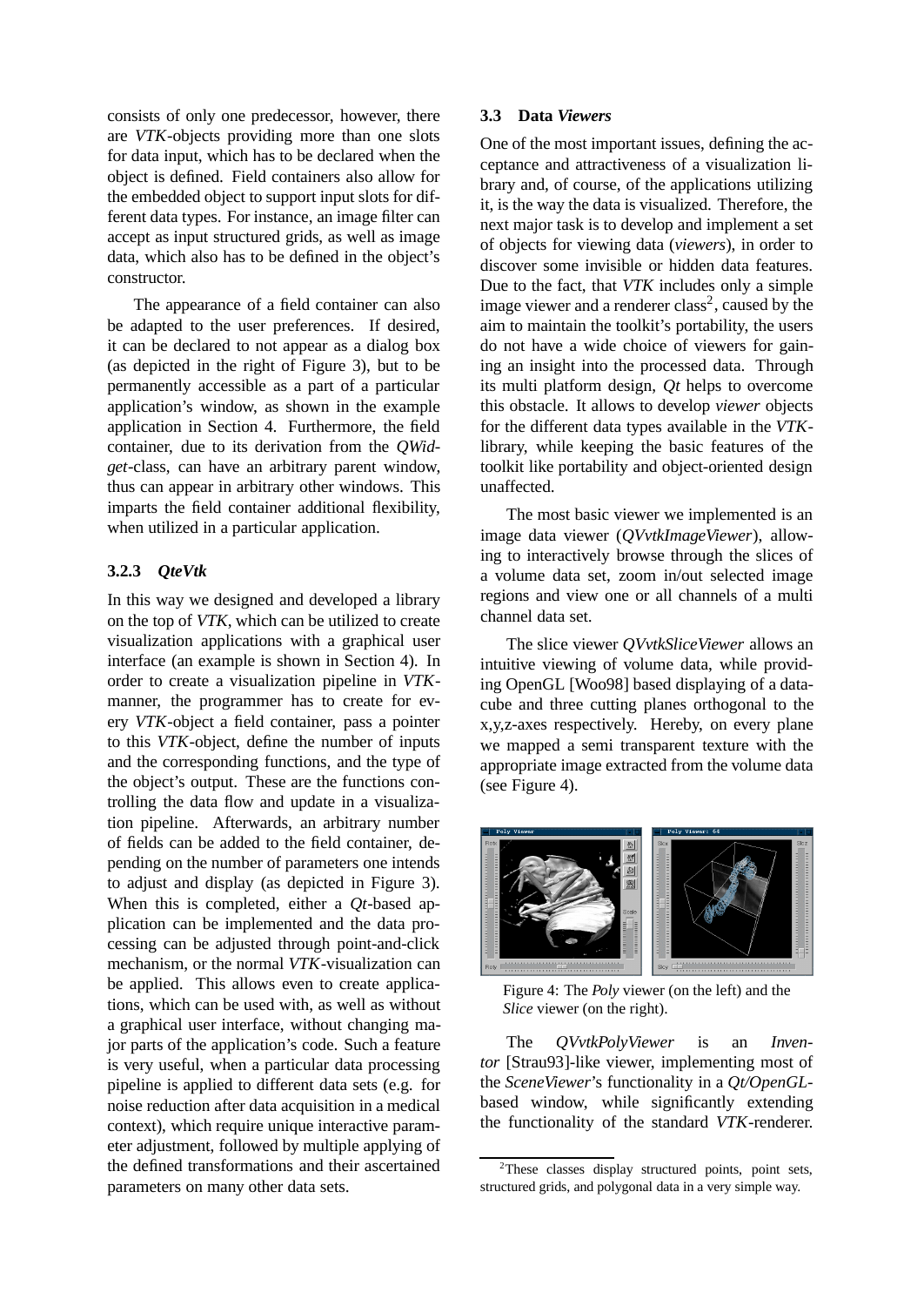consists of only one predecessor, however, there are *VTK*-objects providing more than one slots for data input, which has to be declared when the object is defined. Field containers also allow for the embedded object to support input slots for different data types. For instance, an image filter can accept as input structured grids, as well as image data, which also has to be defined in the object's constructor.

The appearance of a field container can also be adapted to the user preferences. If desired, it can be declared to not appear as a dialog box (as depicted in the right of Figure 3), but to be permanently accessible as a part of a particular application's window, as shown in the example application in Section 4. Furthermore, the field container, due to its derivation from the *QWidget*-class, can have an arbitrary parent window, thus can appear in arbitrary other windows. This imparts the field container additional flexibility, when utilized in a particular application.

#### 3.2.3 *QteVtk*

In this way we designed and developed a library on the top of *VTK*, which can be utilized to create visualization applications with a graphical user interface (an example is shown in Section 4). In order to create a visualization pipeline in *VTK*-manner, the programmer has to create for every *VTK*-object a field container, pass a pointer to this *VTK*-object, define the number of inputs and the corresponding functions, and the type of the object's output. These are the functions controlling the data flow and update in a visualization pipeline. Afterwards, an arbitrary number of fields can be added to the field container, depending on the number of parameters one intends to adjust and display (as depicted in Figure 3). When this is completed, either a *Qt*-based application can be implemented and the data processing can be adjusted through point-and-click mechanism, or the normal *VTK*-visualization can be applied. This allows even to create applications, which can be used with, as well as without a graphical user interface, without changing major parts of the application's code. Such a feature is very useful, when a particular data processing pipeline is applied to different data sets (e.g. for noise reduction after data acquisition in a medical context), which require unique interactive parameter adjustment, followed by multiple applying of the defined transformations and their ascertained parameters on many other data sets.

### 3.3 Data *Viewers*

One of the most important issues, defining the acceptance and attractiveness of a visualization library and, of course, of the applications utilizing it, is the way the data is visualized. Therefore, the next major task is to develop and implement a set of objects for viewing data (*viewers*), in order to discover some invisible or hidden data features. Due to the fact, that *VTK* includes only a simple image viewer and a renderer class[2], caused by the aim to maintain the toolkit's portability, the users do not have a wide choice of viewers for gaining an insight into the processed data. Through its multi platform design, *Qt* helps to overcome this obstacle. It allows to develop *viewer* objects for the different data types available in the *VTK*-library, while keeping the basic features of the toolkit like portability and object-oriented design unaffected.

The most basic viewer we implemented is an image data viewer (*QVvtkImageViewer*), allowing to interactively browse through the slices of a volume data set, zoom in/out selected image regions and view one or all channels of a multi channel data set.

The slice viewer *QVvtkSliceViewer* allows an intuitive viewing of volume data, while providing OpenGL [Woo98] based displaying of a datacube and three cutting planes orthogonal to the x,y,z-axes respectively. Hereby, on every plane we mapped a semi transparent texture with the appropriate image extracted from the volume data (see Figure 4).

Figure 4: The *Poly* viewer (on the left) and the *Slice* viewer (on the right).

The *QVvtkPolyViewer* is an *Inventor* [Strau93]-like viewer, implementing most of the *SceneViewer*'s functionality in a *Qt/OpenGL*-based window, while significantly extending the functionality of the standard *VTK*-renderer.

[2] These classes display structured points, point sets, structured grids, and polygonal data in a very simple way.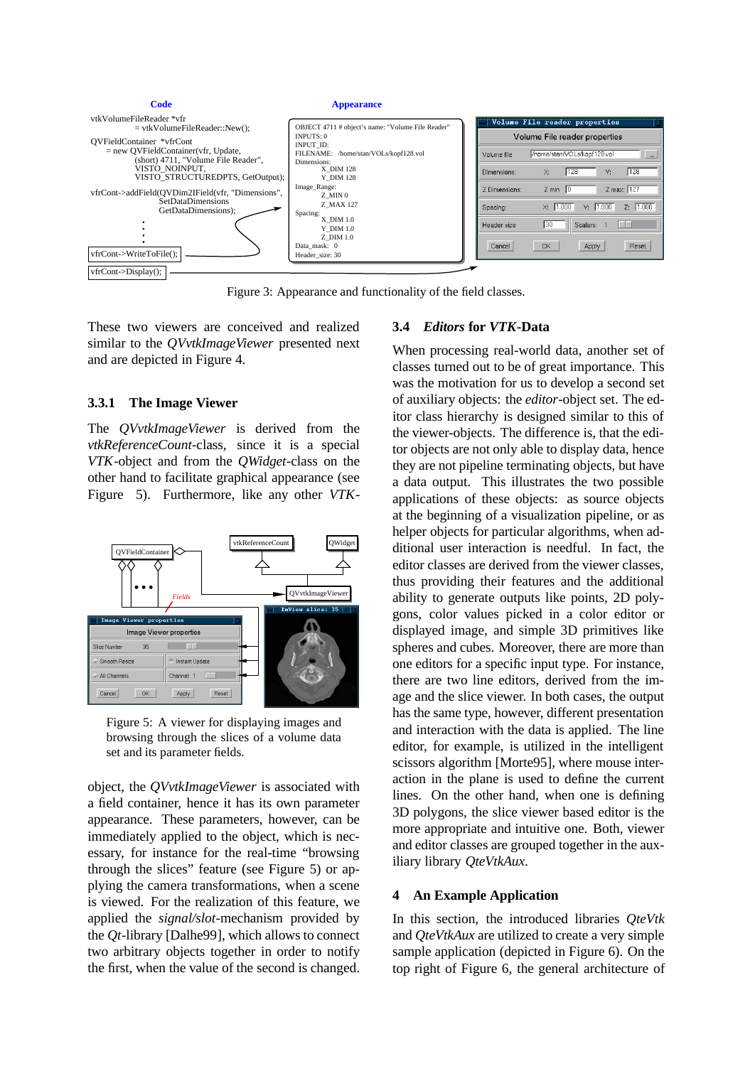Figure 3: Appearance and functionality of the field classes.

These two viewers are conceived and realized similar to the *QVvtkImageViewer* presented next and are depicted in Figure 4.

### 3.3.1 The Image Viewer

The *QVvtkImageViewer* is derived from the *vtkReferenceCount*-class, since it is a special *VTK*-object and from the *QWidget*-class on the other hand to facilitate graphical appearance (see Figure 5). Furthermore, like any other *VTK*-object, the *QVvtkImageViewer* is associated with a field container, hence it has its own parameter appearance. These parameters, however, can be immediately applied to the object, which is necessary, for instance for the real-time "browsing through the slices" feature (see Figure 5) or applying the camera transformations, when a scene is viewed. For the realization of this feature, we applied the *signal/slot*-mechanism provided by the *Qt*-library [Dalhe99], which allows to connect two arbitrary objects together in order to notify the first, when the value of the second is changed.

Figure 5: A viewer for displaying images and browsing through the slices of a volume data set and its parameter fields.

## 3.4 *Editors* for *VTK*-Data

When processing real-world data, another set of classes turned out to be of great importance. This was the motivation for us to develop a second set of auxiliary objects: the *editor*-object set. The editor class hierarchy is designed similar to this of the viewer-objects. The difference is, that the editor objects are not only able to display data, hence they are not pipeline terminating objects, but have a data output. This illustrates the two possible applications of these objects: as source objects at the beginning of a visualization pipeline, or as helper objects for particular algorithms, when additional user interaction is needful. In fact, the editor classes are derived from the viewer classes, thus providing their features and the additional ability to generate outputs like points, 2D polygons, color values picked in a color editor or displayed image, and simple 3D primitives like spheres and cubes. Moreover, there are more than one editors for a specific input type. For instance, there are two line editors, derived from the image and the slice viewer. In both cases, the output has the same type, however, different presentation and interaction with the data is applied. The line editor, for example, is utilized in the intelligent scissors algorithm [Morte95], where mouse interaction in the plane is used to define the current lines. On the other hand, when one is defining 3D polygons, the slice viewer based editor is the more appropriate and intuitive one. Both, viewer and editor classes are grouped together in the auxiliary library *QteVtkAux*.

## 4 An Example Application

In this section, the introduced libraries *QteVtk* and *QteVtkAux* are utilized to create a very simple sample application (depicted in Figure 6). On the top right of Figure 6, the general architecture of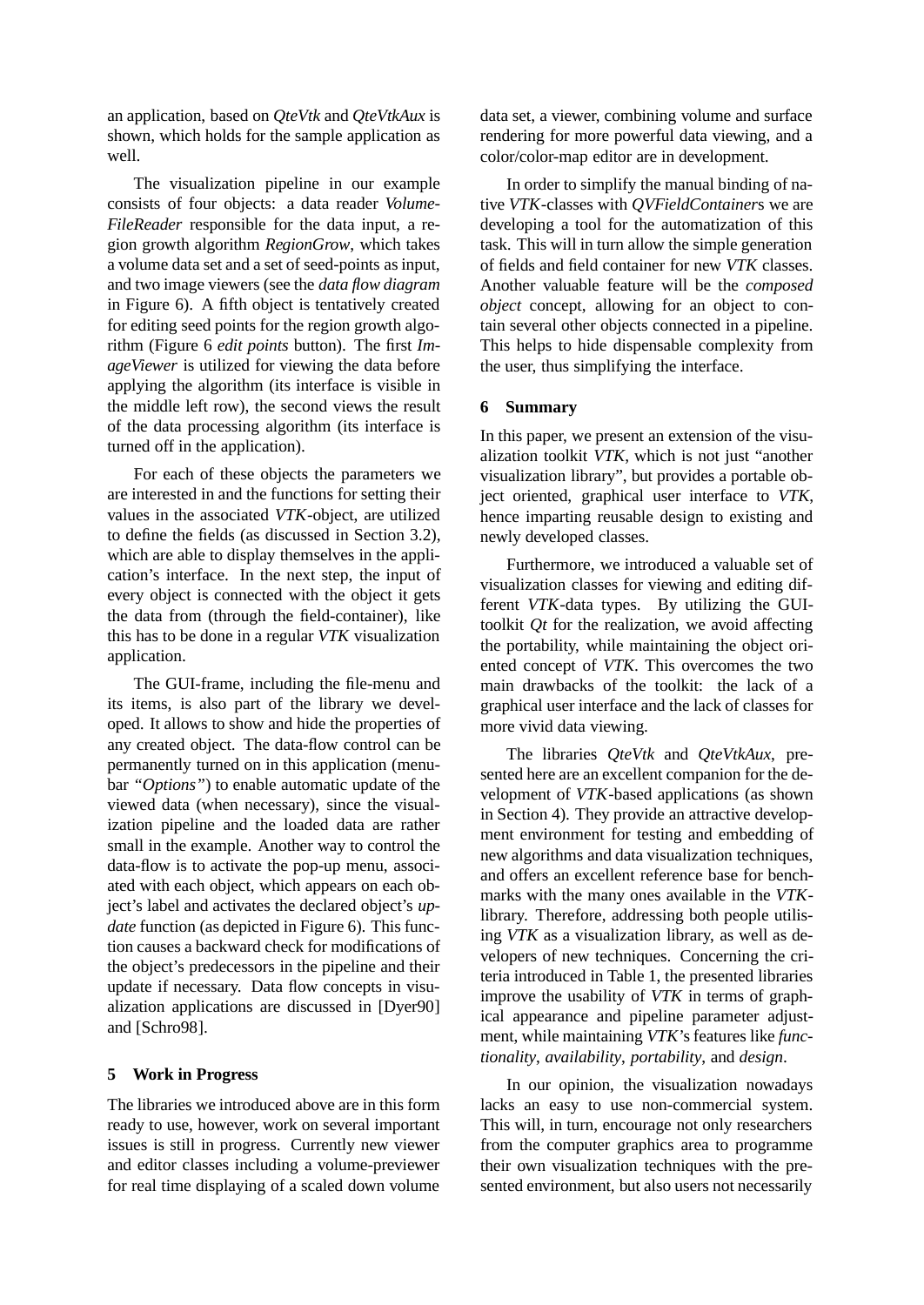an application, based on *QteVtk* and *QteVtkAux* is shown, which holds for the sample application as well.

The visualization pipeline in our example consists of four objects: a data reader *VolumeFileReader* responsible for the data input, a region growth algorithm *RegionGrow*, which takes a volume data set and a set of seed-points as input, and two image viewers (see the *data flow diagram* in Figure 6). A fifth object is tentatively created for editing seed points for the region growth algorithm (Figure 6 *edit points* button). The first *ImageViewer* is utilized for viewing the data before applying the algorithm (its interface is visible in the middle left row), the second views the result of the data processing algorithm (its interface is turned off in the application).

For each of these objects the parameters we are interested in and the functions for setting their values in the associated *VTK*-object, are utilized to define the fields (as discussed in Section 3.2), which are able to display themselves in the application's interface. In the next step, the input of every object is connected with the object it gets the data from (through the field-container), like this has to be done in a regular *VTK* visualization application.

The GUI-frame, including the file-menu and its items, is also part of the library we developed. It allows to show and hide the properties of any created object. The data-flow control can be permanently turned on in this application (menubar *"Options"*) to enable automatic update of the viewed data (when necessary), since the visualization pipeline and the loaded data are rather small in the example. Another way to control the data-flow is to activate the pop-up menu, associated with each object, which appears on each object's label and activates the declared object's *update* function (as depicted in Figure 6). This function causes a backward check for modifications of the object's predecessors in the pipeline and their update if necessary. Data flow concepts in visualization applications are discussed in [Dyer90] and [Schro98].

## 5 Work in Progress

The libraries we introduced above are in this form ready to use, however, work on several important issues is still in progress. Currently new viewer and editor classes including a volume-previewer for real time displaying of a scaled down volume data set, a viewer, combining volume and surface rendering for more powerful data viewing, and a color/color-map editor are in development.

In order to simplify the manual binding of native *VTK*-classes with *QVFieldContainer*s we are developing a tool for the automatization of this task. This will in turn allow the simple generation of fields and field container for new *VTK* classes. Another valuable feature will be the *composed object* concept, allowing for an object to contain several other objects connected in a pipeline. This helps to hide dispensable complexity from the user, thus simplifying the interface.

## 6 Summary

In this paper, we present an extension of the visualization toolkit *VTK*, which is not just "another visualization library", but provides a portable object oriented, graphical user interface to *VTK*, hence imparting reusable design to existing and newly developed classes.

Furthermore, we introduced a valuable set of visualization classes for viewing and editing different *VTK*-data types. By utilizing the GUI-toolkit *Qt* for the realization, we avoid affecting the portability, while maintaining the object oriented concept of *VTK*. This overcomes the two main drawbacks of the toolkit: the lack of a graphical user interface and the lack of classes for more vivid data viewing.

The libraries *QteVtk* and *QteVtkAux*, presented here are an excellent companion for the development of *VTK*-based applications (as shown in Section 4). They provide an attractive development environment for testing and embedding of new algorithms and data visualization techniques, and offers an excellent reference base for benchmarks with the many ones available in the *VTK*-library. Therefore, addressing both people utilising *VTK* as a visualization library, as well as developers of new techniques. Concerning the criteria introduced in Table 1, the presented libraries improve the usability of *VTK* in terms of graphical appearance and pipeline parameter adjustment, while maintaining *VTK*'s features like *functionality*, *availability*, *portability*, and *design*.

In our opinion, the visualization nowadays lacks an easy to use non-commercial system. This will, in turn, encourage not only researchers from the computer graphics area to programme their own visualization techniques with the presented environment, but also users not necessarily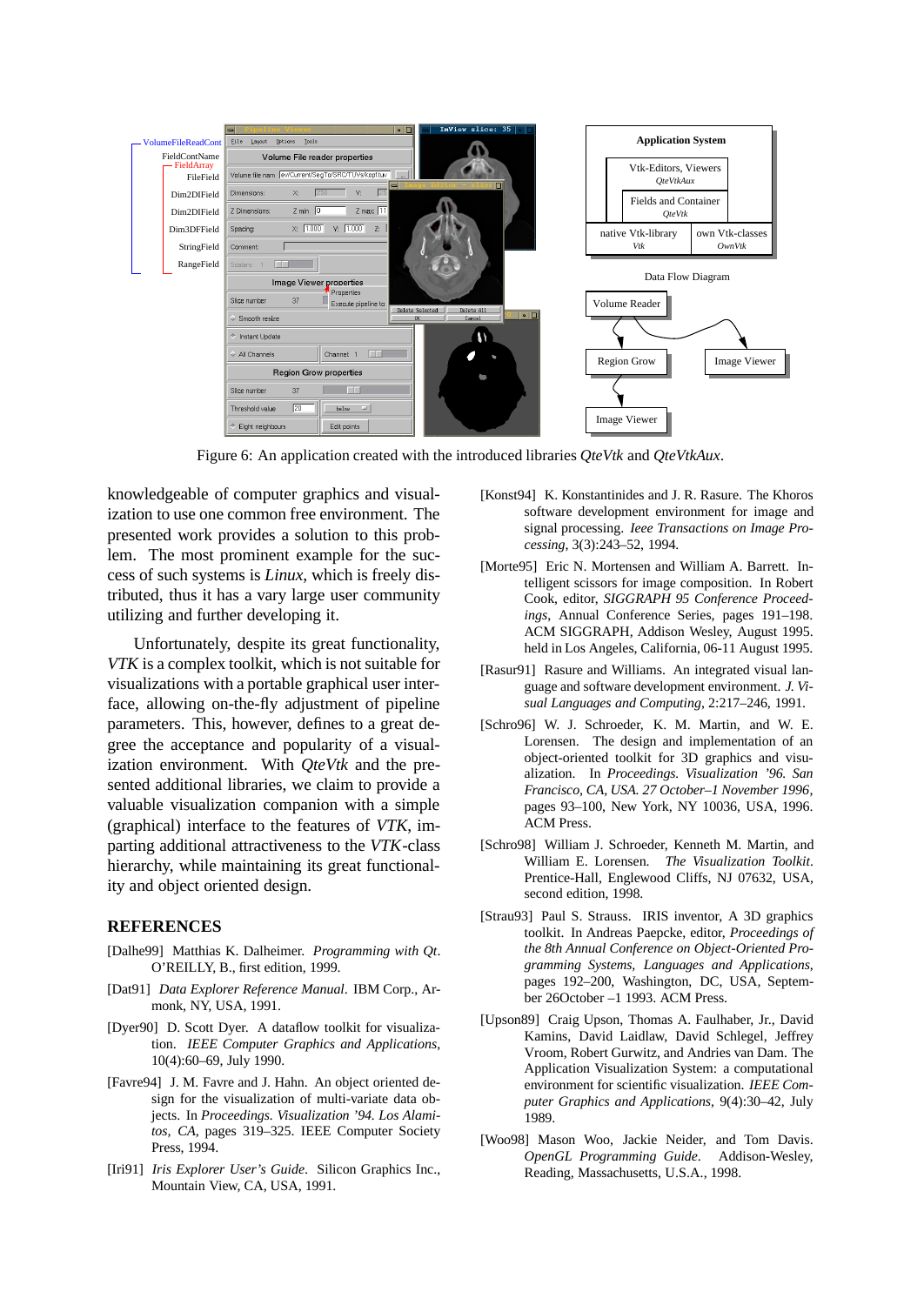Figure 6: An application created with the introduced libraries *QteVtk* and *QteVtkAux*.

knowledgeable of computer graphics and visualization to use one common free environment. The presented work provides a solution to this problem. The most prominent example for the success of such systems is *Linux*, which is freely distributed, thus it has a vary large user community utilizing and further developing it.

Unfortunately, despite its great functionality, *VTK* is a complex toolkit, which is not suitable for visualizations with a portable graphical user interface, allowing on-the-fly adjustment of pipeline parameters. This, however, defines to a great degree the acceptance and popularity of a visualization environment. With *QteVtk* and the presented additional libraries, we claim to provide a valuable visualization companion with a simple (graphical) interface to the features of *VTK*, imparting additional attractiveness to the *VTK*-class hierarchy, while maintaining its great functionality and object oriented design.

## REFERENCES

[Dalhe99] Matthias K. Dalheimer. *Programming with Qt*. O'REILLY, B., first edition, 1999.

[Dat91] *Data Explorer Reference Manual*. IBM Corp., Armonk, NY, USA, 1991.

[Dyer90] D. Scott Dyer. A dataflow toolkit for visualization. *IEEE Computer Graphics and Applications*, 10(4):60–69, July 1990.

[Favre94] J. M. Favre and J. Hahn. An object oriented design for the visualization of multi-variate data objects. In *Proceedings. Visualization '94. Los Alamitos, CA*, pages 319–325. IEEE Computer Society Press, 1994.

[Iri91] *Iris Explorer User's Guide*. Silicon Graphics Inc., Mountain View, CA, USA, 1991.

[Konst94] K. Konstantinides and J. R. Rasure. The Khoros software development environment for image and signal processing. *Ieee Transactions on Image Processing*, 3(3):243–52, 1994.

[Morte95] Eric N. Mortensen and William A. Barrett. Intelligent scissors for image composition. In Robert Cook, editor, *SIGGRAPH 95 Conference Proceedings*, Annual Conference Series, pages 191–198. ACM SIGGRAPH, Addison Wesley, August 1995. held in Los Angeles, California, 06-11 August 1995.

[Rasur91] Rasure and Williams. An integrated visual language and software development environment. *J. Visual Languages and Computing*, 2:217–246, 1991.

[Schro96] W. J. Schroeder, K. M. Martin, and W. E. Lorensen. The design and implementation of an object-oriented toolkit for 3D graphics and visualization. In *Proceedings. Visualization '96. San Francisco, CA, USA. 27 October–1 November 1996*, pages 93–100, New York, NY 10036, USA, 1996. ACM Press.

[Schro98] William J. Schroeder, Kenneth M. Martin, and William E. Lorensen. *The Visualization Toolkit*. Prentice-Hall, Englewood Cliffs, NJ 07632, USA, second edition, 1998.

[Strau93] Paul S. Strauss. IRIS inventor, A 3D graphics toolkit. In Andreas Paepcke, editor, *Proceedings of the 8th Annual Conference on Object-Oriented Programming Systems, Languages and Applications*, pages 192–200, Washington, DC, USA, September 26October –1 1993. ACM Press.

[Upson89] Craig Upson, Thomas A. Faulhaber, Jr., David Kamins, David Laidlaw, David Schlegel, Jeffrey Vroom, Robert Gurwitz, and Andries van Dam. The Application Visualization System: a computational environment for scientific visualization. *IEEE Computer Graphics and Applications*, 9(4):30–42, July 1989.

[Woo98] Mason Woo, Jackie Neider, and Tom Davis. *OpenGL Programming Guide*. Addison-Wesley, Reading, Massachusetts, U.S.A., 1998.